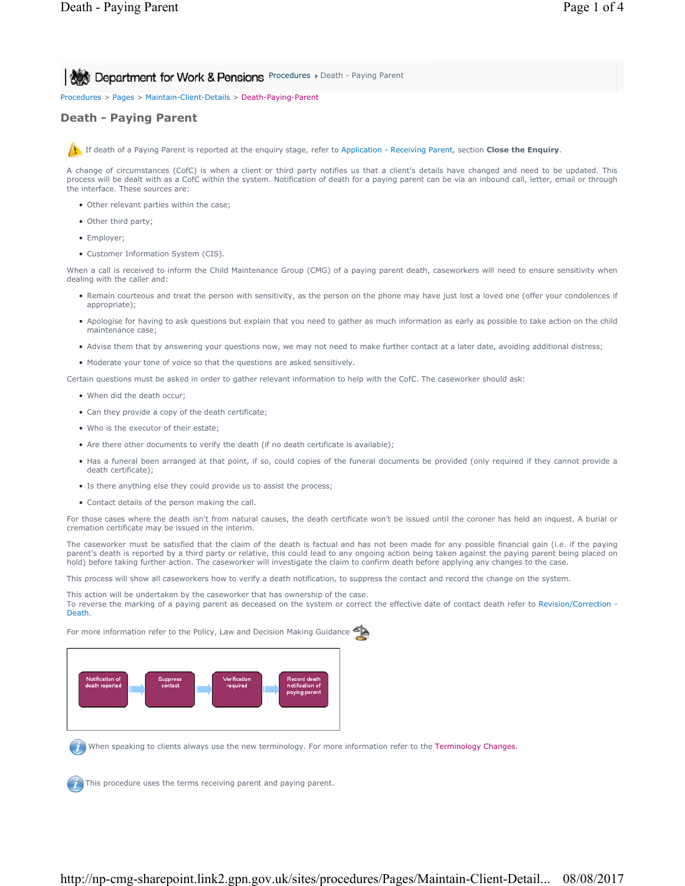Department for Work & Pensions Procedures ▸ Death - Paying Parent

Procedures > Pages > Maintain-Client-Details > Death-Paying-Parent

# Death - Paying Parent

If death of a Paying Parent is reported at the enquiry stage, refer to Application - Receiving Parent, section **Close the Enquiry**.

A change of circumstances (CofC) is when a client or third party notifies us that a client's details have changed and need to be updated. This process will be dealt with as a CofC within the system. Notification of death for a paying parent can be via an inbound call, letter, email or through the interface. These sources are:

- Other relevant parties within the case;
- Other third party;
- Employer;
- Customer Information System (CIS).

When a call is received to inform the Child Maintenance Group (CMG) of a paying parent death, caseworkers will need to ensure sensitivity when dealing with the caller and:

- Remain courteous and treat the person with sensitivity, as the person on the phone may have just lost a loved one (offer your condolences if appropriate);
- Apologise for having to ask questions but explain that you need to gather as much information as early as possible to take action on the child maintenance case;
- Advise them that by answering your questions now, we may not need to make further contact at a later date, avoiding additional distress;
- Moderate your tone of voice so that the questions are asked sensitively.

Certain questions must be asked in order to gather relevant information to help with the CofC. The caseworker should ask:

- When did the death occur;
- Can they provide a copy of the death certificate;
- Who is the executor of their estate;
- Are there other documents to verify the death (if no death certificate is available);
- Has a funeral been arranged at that point, if so, could copies of the funeral documents be provided (only required if they cannot provide a death certificate);
- Is there anything else they could provide us to assist the process;
- Contact details of the person making the call.

For those cases where the death isn't from natural causes, the death certificate won't be issued until the coroner has held an inquest. A burial or cremation certificate may be issued in the interim.

The caseworker must be satisfied that the claim of the death is factual and has not been made for any possible financial gain (i.e. if the paying parent's death is reported by a third party or relative, this could lead to any ongoing action being taken against the paying parent being placed on hold) before taking further action. The caseworker will investigate the claim to confirm death before applying any changes to the case.

This process will show all caseworkers how to verify a death notification, to suppress the contact and record the change on the system.

This action will be undertaken by the caseworker that has ownership of the case.
To reverse the marking of a paying parent as deceased on the system or correct the effective date of contact death refer to Revision/Correction - Death.

For more information refer to the Policy, Law and Decision Making Guidance

Notification of death reported → Suppress contact → Verification required → Record death notification of paying parent

When speaking to clients always use the new terminology. For more information refer to the Terminology Changes.

This procedure uses the terms receiving parent and paying parent.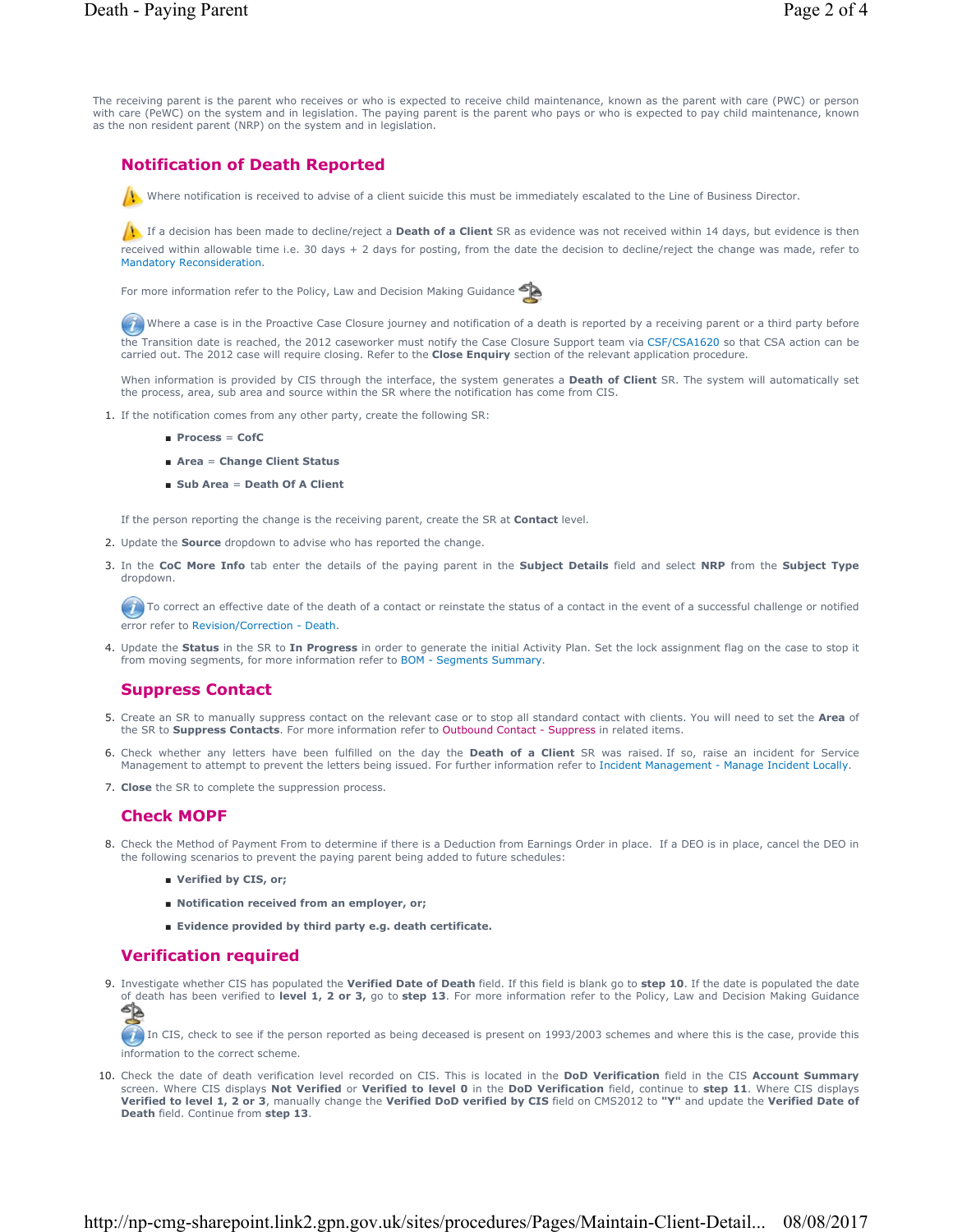The receiving parent is the parent who receives or who is expected to receive child maintenance, known as the parent with care (PWC) or person with care (PeWC) on the system and in legislation. The paying parent is the parent who pays or who is expected to pay child maintenance, known as the non resident parent (NRP) on the system and in legislation.

## Notification of Death Reported

Where notification is received to advise of a client suicide this must be immediately escalated to the Line of Business Director.

If a decision has been made to decline/reject a **Death of a Client** SR as evidence was not received within 14 days, but evidence is then received within allowable time i.e. 30 days + 2 days for posting, from the date the decision to decline/reject the change was made, refer to Mandatory Reconsideration.

For more information refer to the Policy, Law and Decision Making Guidance

Where a case is in the Proactive Case Closure journey and notification of a death is reported by a receiving parent or a third party before the Transition date is reached, the 2012 caseworker must notify the Case Closure Support team via CSF/CSA1620 so that CSA action can be carried out. The 2012 case will require closing. Refer to the **Close Enquiry** section of the relevant application procedure.

When information is provided by CIS through the interface, the system generates a **Death of Client** SR. The system will automatically set the process, area, sub area and source within the SR where the notification has come from CIS.

1. If the notification comes from any other party, create the following SR:
   - **Process** = **CofC**
   - **Area** = **Change Client Status**
   - **Sub Area** = **Death Of A Client**

   If the person reporting the change is the receiving parent, create the SR at **Contact** level.
2. Update the **Source** dropdown to advise who has reported the change.
3. In the **CoC More Info** tab enter the details of the paying parent in the **Subject Details** field and select **NRP** from the **Subject Type** dropdown.

   To correct an effective date of the death of a contact or reinstate the status of a contact in the event of a successful challenge or notified error refer to Revision/Correction - Death.
4. Update the **Status** in the SR to **In Progress** in order to generate the initial Activity Plan. Set the lock assignment flag on the case to stop it from moving segments, for more information refer to BOM - Segments Summary.

## Suppress Contact

5. Create an SR to manually suppress contact on the relevant case or to stop all standard contact with clients. You will need to set the **Area** of the SR to **Suppress Contacts**. For more information refer to Outbound Contact - Suppress in related items.
6. Check whether any letters have been fulfilled on the day the **Death of a Client** SR was raised. If so, raise an incident for Service Management to attempt to prevent the letters being issued. For further information refer to Incident Management - Manage Incident Locally.
7. **Close** the SR to complete the suppression process.

## Check MOPF

8. Check the Method of Payment From to determine if there is a Deduction from Earnings Order in place. If a DEO is in place, cancel the DEO in the following scenarios to prevent the paying parent being added to future schedules:
   - **Verified by CIS, or;**
   - **Notification received from an employer, or;**
   - **Evidence provided by third party e.g. death certificate.**

## Verification required

9. Investigate whether CIS has populated the **Verified Date of Death** field. If this field is blank go to **step 10**. If the date is populated the date of death has been verified to **level 1, 2 or 3,** go to **step 13**. For more information refer to the Policy, Law and Decision Making Guidance

   In CIS, check to see if the person reported as being deceased is present on 1993/2003 schemes and where this is the case, provide this information to the correct scheme.
10. Check the date of death verification level recorded on CIS. This is located in the **DoD Verification** field in the CIS **Account Summary** screen. Where CIS displays **Not Verified** or **Verified to level 0** in the **DoD Verification** field, continue to **step 11**. Where CIS displays **Verified to level 1, 2 or 3**, manually change the **Verified DoD verified by CIS** field on CMS2012 to **"Y"** and update the **Verified Date of Death** field. Continue from **step 13**.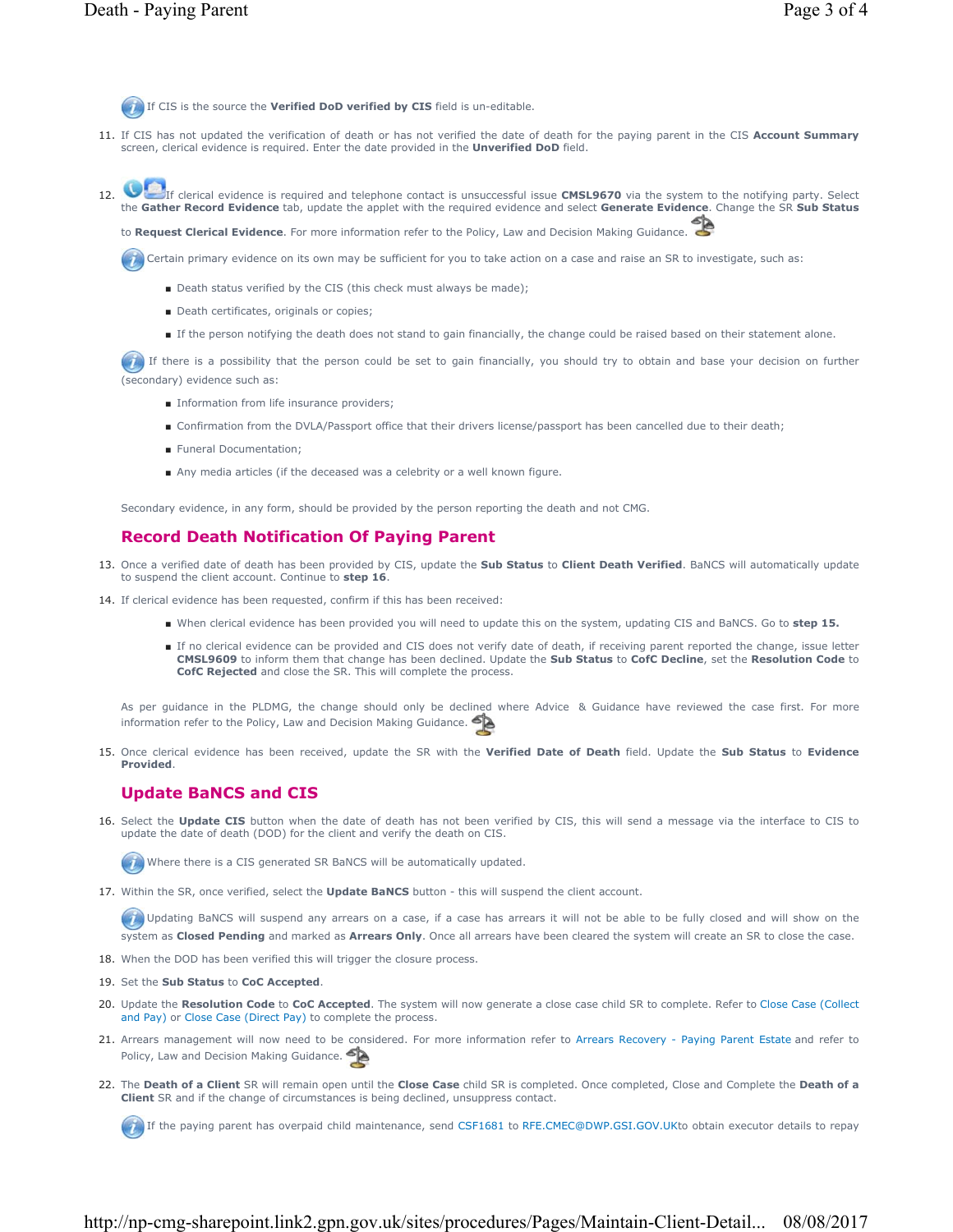If CIS is the source the **Verified DoD verified by CIS** field is un-editable.

11. If CIS has not updated the verification of death or has not verified the date of death for the paying parent in the CIS **Account Summary** screen, clerical evidence is required. Enter the date provided in the **Unverified DoD** field.

12. If clerical evidence is required and telephone contact is unsuccessful issue **CMSL9670** via the system to the notifying party. Select the **Gather Record Evidence** tab, update the applet with the required evidence and select **Generate Evidence**. Change the SR **Sub Status** to **Request Clerical Evidence**. For more information refer to the Policy, Law and Decision Making Guidance.

    Certain primary evidence on its own may be sufficient for you to take action on a case and raise an SR to investigate, such as:

    - Death status verified by the CIS (this check must always be made);
    - Death certificates, originals or copies;
    - If the person notifying the death does not stand to gain financially, the change could be raised based on their statement alone.

    If there is a possibility that the person could be set to gain financially, you should try to obtain and base your decision on further (secondary) evidence such as:

    - Information from life insurance providers;
    - Confirmation from the DVLA/Passport office that their drivers license/passport has been cancelled due to their death;
    - Funeral Documentation;
    - Any media articles (if the deceased was a celebrity or a well known figure.

    Secondary evidence, in any form, should be provided by the person reporting the death and not CMG.

## Record Death Notification Of Paying Parent

13. Once a verified date of death has been provided by CIS, update the **Sub Status** to **Client Death Verified**. BaNCS will automatically update to suspend the client account. Continue to **step 16**.

14. If clerical evidence has been requested, confirm if this has been received:

    - When clerical evidence has been provided you will need to update this on the system, updating CIS and BaNCS. Go to **step 15.**
    - If no clerical evidence can be provided and CIS does not verify date of death, if receiving parent reported the change, issue letter **CMSL9609** to inform them that change has been declined. Update the **Sub Status** to **CofC Decline**, set the **Resolution Code** to **CofC Rejected** and close the SR. This will complete the process.

    As per guidance in the PLDMG, the change should only be declined where Advice & Guidance have reviewed the case first. For more information refer to the Policy, Law and Decision Making Guidance.

15. Once clerical evidence has been received, update the SR with the **Verified Date of Death** field. Update the **Sub Status** to **Evidence Provided**.

## Update BaNCS and CIS

16. Select the **Update CIS** button when the date of death has not been verified by CIS, this will send a message via the interface to CIS to update the date of death (DOD) for the client and verify the death on CIS.

    Where there is a CIS generated SR BaNCS will be automatically updated.

17. Within the SR, once verified, select the **Update BaNCS** button - this will suspend the client account.

    Updating BaNCS will suspend any arrears on a case, if a case has arrears it will not be able to be fully closed and will show on the system as **Closed Pending** and marked as **Arrears Only**. Once all arrears have been cleared the system will create an SR to close the case.

18. When the DOD has been verified this will trigger the closure process.

19. Set the **Sub Status** to **CoC Accepted**.

20. Update the **Resolution Code** to **CoC Accepted**. The system will now generate a close case child SR to complete. Refer to Close Case (Collect and Pay) or Close Case (Direct Pay) to complete the process.

21. Arrears management will now need to be considered. For more information refer to Arrears Recovery - Paying Parent Estate and refer to Policy, Law and Decision Making Guidance.

22. The **Death of a Client** SR will remain open until the **Close Case** child SR is completed. Once completed, Close and Complete the **Death of a Client** SR and if the change of circumstances is being declined, unsuppress contact.

    If the paying parent has overpaid child maintenance, send CSF1681 to RFE.CMEC@DWP.GSI.GOV.UKto obtain executor details to repay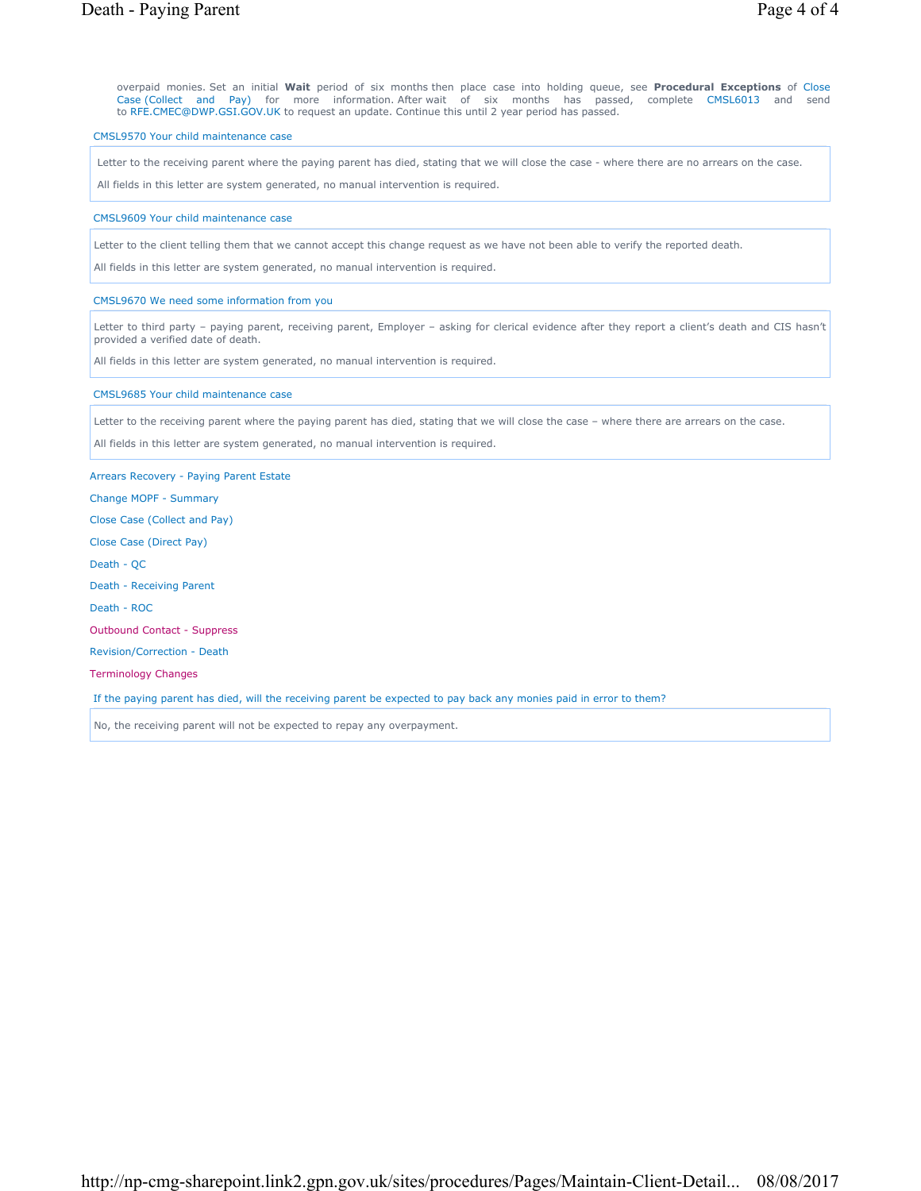overpaid monies. Set an initial **Wait** period of six months then place case into holding queue, see **Procedural Exceptions** of Close Case (Collect and Pay) for more information. After wait of six months has passed, complete CMSL6013 and send to RFE.CMEC@DWP.GSI.GOV.UK to request an update. Continue this until 2 year period has passed.

CMSL9570 Your child maintenance case

> Letter to the receiving parent where the paying parent has died, stating that we will close the case - where there are no arrears on the case.
>
> All fields in this letter are system generated, no manual intervention is required.

CMSL9609 Your child maintenance case

> Letter to the client telling them that we cannot accept this change request as we have not been able to verify the reported death.
>
> All fields in this letter are system generated, no manual intervention is required.

CMSL9670 We need some information from you

> Letter to third party – paying parent, receiving parent, Employer – asking for clerical evidence after they report a client's death and CIS hasn't provided a verified date of death.
>
> All fields in this letter are system generated, no manual intervention is required.

CMSL9685 Your child maintenance case

> Letter to the receiving parent where the paying parent has died, stating that we will close the case – where there are arrears on the case.
>
> All fields in this letter are system generated, no manual intervention is required.

Arrears Recovery - Paying Parent Estate

Change MOPF - Summary

Close Case (Collect and Pay)

Close Case (Direct Pay)

Death - QC

Death - Receiving Parent

Death - ROC

Outbound Contact - Suppress

Revision/Correction - Death

Terminology Changes

If the paying parent has died, will the receiving parent be expected to pay back any monies paid in error to them?

> No, the receiving parent will not be expected to repay any overpayment.